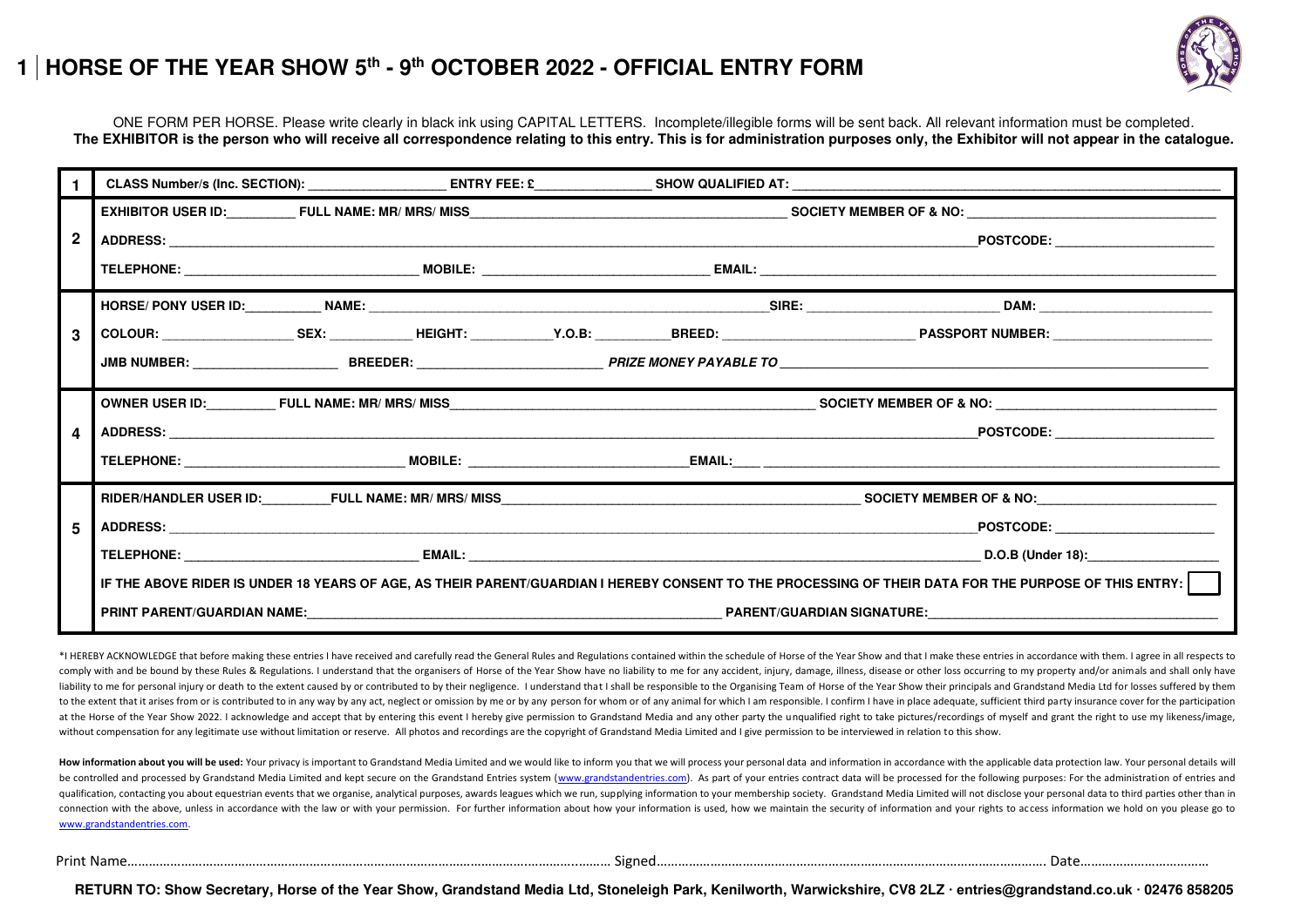# 1 | HORSE OF THE YEAR SHOW 5th - 9th OCTOBER 2022 - OFFICIAL ENTRY FORM

ONE FORM PER HORSE. Please write clearly in black ink using CAPITAL LETTERS. Incomplete/illegible forms will be sent back. All relevant information must be completed.
**The EXHIBITOR is the person who will receive all correspondence relating to this entry. This is for administration purposes only, the Exhibitor will not appear in the catalogue.**

| | |
|---|---|
| **1** | **CLASS Number/s (Inc. SECTION):** ________________ **ENTRY FEE: £** ______________ **SHOW QUALIFIED AT:** ________________________________ |
| **2** | **EXHIBITOR USER ID:** ________ **FULL NAME: MR/ MRS/ MISS** ________________________________ **SOCIETY MEMBER OF & NO:** ________________________<br>**ADDRESS:** ______________________________________________ **POSTCODE:** ________________<br>**TELEPHONE:** ________________________ **MOBILE:** ________________________ **EMAIL:** ________________________________ |
| **3** | **HORSE/ PONY USER ID:** __________ **NAME:** ________________________________ **SIRE:** ____________________ **DAM:** ________________<br>**COLOUR:** ________________ **SEX:** __________ **HEIGHT:** __________ **Y.O.B:** __________ **BREED:** ____________________ **PASSPORT NUMBER:** ________________<br>**JMB NUMBER:** ________________ **BREEDER:** ____________________ ***PRIZE MONEY PAYABLE TO*** ________________________________ |
| **4** | **OWNER USER ID:** ________ **FULL NAME: MR/ MRS/ MISS** ________________________________ **SOCIETY MEMBER OF & NO:** ________________________<br>**ADDRESS:** ______________________________________________ **POSTCODE:** ________________<br>**TELEPHONE:** ________________________ **MOBILE:** ________________________ **EMAIL:** ________________________________ |
| **5** | **RIDER/HANDLER USER ID:** ________ **FULL NAME: MR/ MRS/ MISS** ________________________________ **SOCIETY MEMBER OF & NO:** ________________________<br>**ADDRESS:** ______________________________________________ **POSTCODE:** ________________<br>**TELEPHONE:** ________________________ **EMAIL:** ________________________________ **D.O.B (Under 18):** ______________<br>**IF THE ABOVE RIDER IS UNDER 18 YEARS OF AGE, AS THEIR PARENT/GUARDIAN I HEREBY CONSENT TO THE PROCESSING OF THEIR DATA FOR THE PURPOSE OF THIS ENTRY:** ☐<br>**PRINT PARENT/GUARDIAN NAME:** ________________________________ **PARENT/GUARDIAN SIGNATURE:** ________________________________ |

*I HEREBY ACKNOWLEDGE that before making these entries I have received and carefully read the General Rules and Regulations contained within the schedule of Horse of the Year Show and that I make these entries in accordance with them. I agree in all respects to comply with and be bound by these Rules & Regulations. I understand that the organisers of Horse of the Year Show have no liability to me for any accident, injury, damage, illness, disease or other loss occurring to my property and/or animals and shall only have liability to me for personal injury or death to the extent caused by or contributed to by their negligence. I understand that I shall be responsible to the Organising Team of Horse of the Year Show their principals and Grandstand Media Ltd for losses suffered by them to the extent that it arises from or is contributed to in any way by any act, neglect or omission by me or by any person for whom or of any animal for which I am responsible. I confirm I have in place adequate, sufficient third party insurance cover for the participation at the Horse of the Year Show 2022. I acknowledge and accept that by entering this event I hereby give permission to Grandstand Media and any other party the unqualified right to take pictures/recordings of myself and grant the right to use my likeness/image, without compensation for any legitimate use without limitation or reserve. All photos and recordings are the copyright of Grandstand Media Limited and I give permission to be interviewed in relation to this show.

**How information about you will be used:** Your privacy is important to Grandstand Media Limited and we would like to inform you that we will process your personal data and information in accordance with the applicable data protection law. Your personal details will be controlled and processed by Grandstand Media Limited and kept secure on the Grandstand Entries system (www.grandstandentries.com). As part of your entries contract data will be processed for the following purposes: For the administration of entries and qualification, contacting you about equestrian events that we organise, analytical purposes, awards leagues which we run, supplying information to your membership society. Grandstand Media Limited will not disclose your personal data to third parties other than in connection with the above, unless in accordance with the law or with your permission. For further information about how your information is used, how we maintain the security of information and your rights to access information we hold on you please go to www.grandstandentries.com.

Print Name…………………………………………………… Signed…………………………………………………… Date………………………

**RETURN TO: Show Secretary, Horse of the Year Show, Grandstand Media Ltd, Stoneleigh Park, Kenilworth, Warwickshire, CV8 2LZ · entries@grandstand.co.uk · 02476 858205**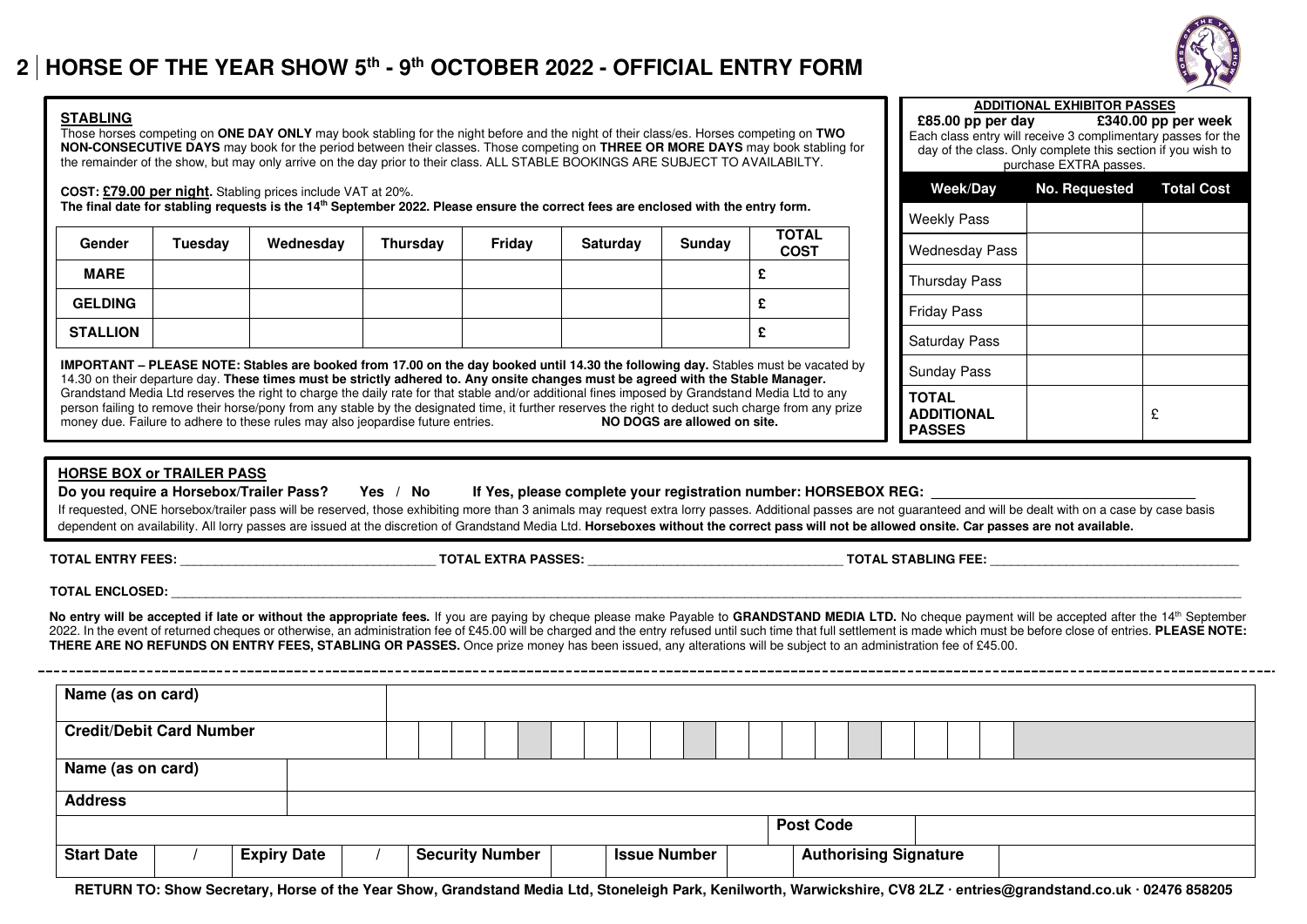# 2 | HORSE OF THE YEAR SHOW 5th - 9th OCTOBER 2022 - OFFICIAL ENTRY FORM

## STABLING

Those horses competing on **ONE DAY ONLY** may book stabling for the night before and the night of their class/es. Horses competing on **TWO NON-CONSECUTIVE DAYS** may book for the period between their classes. Those competing on **THREE OR MORE DAYS** may book stabling for the remainder of the show, but may only arrive on the day prior to their class. ALL STABLE BOOKINGS ARE SUBJECT TO AVAILABILTY.

**COST: £79.00 per night.** Stabling prices include VAT at 20%.

**The final date for stabling requests is the 14th September 2022. Please ensure the correct fees are enclosed with the entry form.**

| Gender | Tuesday | Wednesday | Thursday | Friday | Saturday | Sunday | TOTAL COST |
|---|---|---|---|---|---|---|---|
| MARE | | | | | | | £ |
| GELDING | | | | | | | £ |
| STALLION | | | | | | | £ |

**IMPORTANT – PLEASE NOTE: Stables are booked from 17.00 on the day booked until 14.30 the following day.** Stables must be vacated by 14.30 on their departure day. **These times must be strictly adhered to. Any onsite changes must be agreed with the Stable Manager.** Grandstand Media Ltd reserves the right to charge the daily rate for that stable and/or additional fines imposed by Grandstand Media Ltd to any person failing to remove their horse/pony from any stable by the designated time, it further reserves the right to deduct such charge from any prize money due. Failure to adhere to these rules may also jeopardise future entries. **NO DOGS are allowed on site.**

## ADDITIONAL EXHIBITOR PASSES

**£85.00 pp per day** **£340.00 pp per week**

Each class entry will receive 3 complimentary passes for the day of the class. Only complete this section if you wish to purchase EXTRA passes.

| Week/Day | No. Requested | Total Cost |
|---|---|---|
| Weekly Pass | | |
| Wednesday Pass | | |
| Thursday Pass | | |
| Friday Pass | | |
| Saturday Pass | | |
| Sunday Pass | | |
| **TOTAL ADDITIONAL PASSES** | | £ |

## HORSE BOX or TRAILER PASS

**Do you require a Horsebox/Trailer Pass? Yes / No If Yes, please complete your registration number: HORSEBOX REG:** ______________________________

If requested, ONE horsebox/trailer pass will be reserved, those exhibiting more than 3 animals may request extra lorry passes. Additional passes are not guaranteed and will be dealt with on a case by case basis dependent on availability. All lorry passes are issued at the discretion of Grandstand Media Ltd. **Horseboxes without the correct pass will not be allowed onsite. Car passes are not available.**

**TOTAL ENTRY FEES:** ______________________________ **TOTAL EXTRA PASSES:** ______________________________ **TOTAL STABLING FEE:** ______________________________

**TOTAL ENCLOSED:** ______________________________________________________________________________

**No entry will be accepted if late or without the appropriate fees.** If you are paying by cheque please make Payable to **GRANDSTAND MEDIA LTD.** No cheque payment will be accepted after the 14th September 2022. In the event of returned cheques or otherwise, an administration fee of £45.00 will be charged and the entry refused until such time that full settlement is made which must be before close of entries. **PLEASE NOTE: THERE ARE NO REFUNDS ON ENTRY FEES, STABLING OR PASSES.** Once prize money has been issued, any alterations will be subject to an administration fee of £45.00.

---

| | |
|---|---|
| **Name (as on card)** | |
| **Credit/Debit Card Number** | |
| **Name (as on card)** | |
| **Address** | |
| | **Post Code** |

| **Start Date** | / | **Expiry Date** | / | **Security Number** | | **Issue Number** | | **Authorising Signature** | |
|---|---|---|---|---|---|---|---|---|---|

**RETURN TO: Show Secretary, Horse of the Year Show, Grandstand Media Ltd, Stoneleigh Park, Kenilworth, Warwickshire, CV8 2LZ · entries@grandstand.co.uk · 02476 858205**